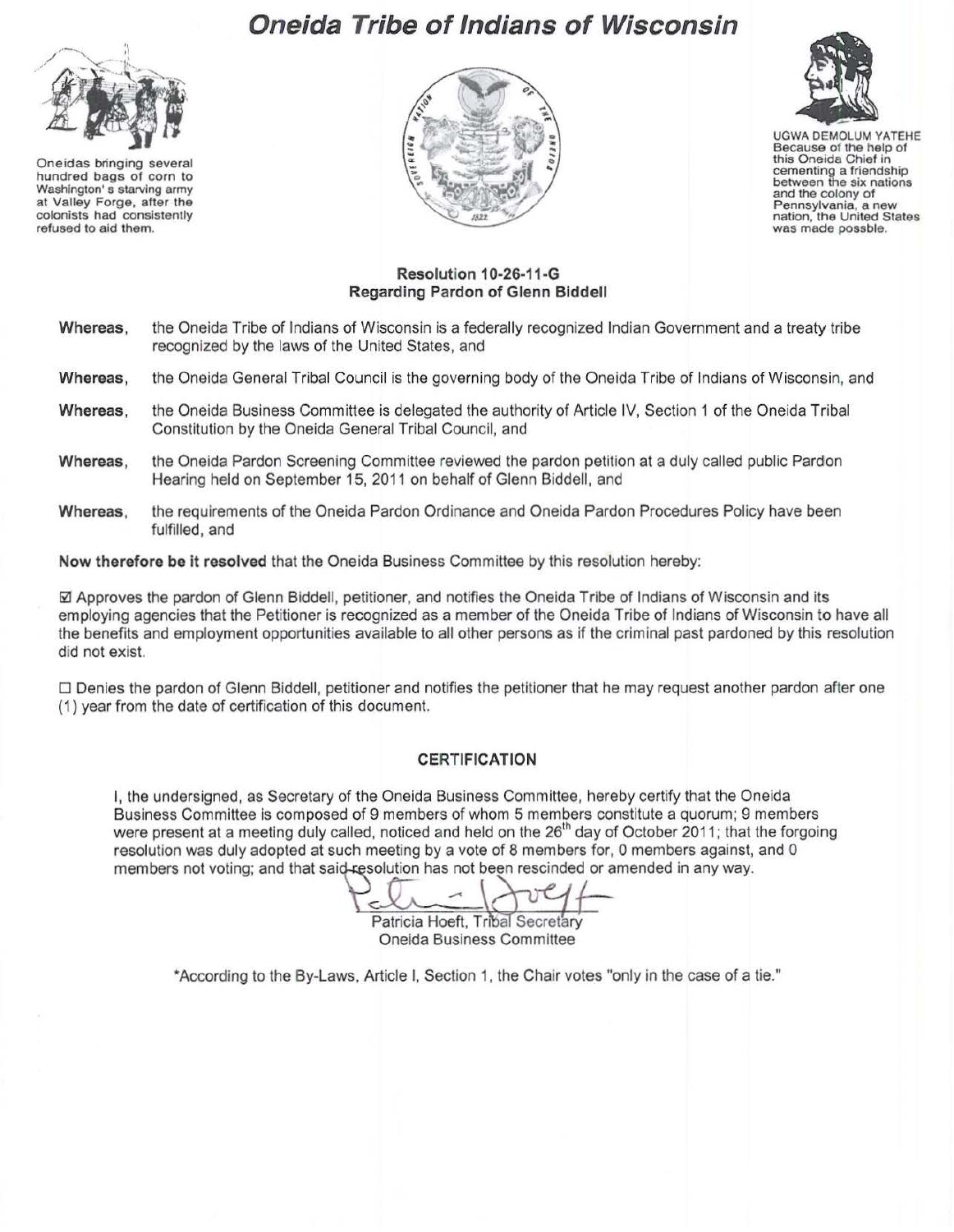# *Oneida Tribe of Indians of Wisconsin*

Oneidas bringing several hundred bags of corn to Washington's starving army at Valley Forge, after the colonists had consistently refused to aid them.

UGWA DEMOLUM YATEHE
Because of the help of this Oneida Chief in cementing a friendship between the six nations and the colony of Pennsylvania, a new nation, the United States was made possble.

**Resolution 10-26-11-G**
**Regarding Pardon of Glenn Biddell**

**Whereas,** the Oneida Tribe of Indians of Wisconsin is a federally recognized Indian Government and a treaty tribe recognized by the laws of the United States, and

**Whereas,** the Oneida General Tribal Council is the governing body of the Oneida Tribe of Indians of Wisconsin, and

**Whereas,** the Oneida Business Committee is delegated the authority of Article IV, Section 1 of the Oneida Tribal Constitution by the Oneida General Tribal Council, and

**Whereas,** the Oneida Pardon Screening Committee reviewed the pardon petition at a duly called public Pardon Hearing held on September 15, 2011 on behalf of Glenn Biddell, and

**Whereas,** the requirements of the Oneida Pardon Ordinance and Oneida Pardon Procedures Policy have been fulfilled, and

**Now therefore be it resolved** that the Oneida Business Committee by this resolution hereby:

☑ Approves the pardon of Glenn Biddell, petitioner, and notifies the Oneida Tribe of Indians of Wisconsin and its employing agencies that the Petitioner is recognized as a member of the Oneida Tribe of Indians of Wisconsin to have all the benefits and employment opportunities available to all other persons as if the criminal past pardoned by this resolution did not exist.

☐ Denies the pardon of Glenn Biddell, petitioner and notifies the petitioner that he may request another pardon after one (1) year from the date of certification of this document.

## CERTIFICATION

I, the undersigned, as Secretary of the Oneida Business Committee, hereby certify that the Oneida Business Committee is composed of 9 members of whom 5 members constitute a quorum; 9 members were present at a meeting duly called, noticed and held on the 26th day of October 2011; that the forgoing resolution was duly adopted at such meeting by a vote of 8 members for, 0 members against, and 0 members not voting; and that said resolution has not been rescinded or amended in any way.

Patricia Hoeft, Tribal Secretary
Oneida Business Committee

*According to the By-Laws, Article I, Section 1, the Chair votes "only in the case of a tie."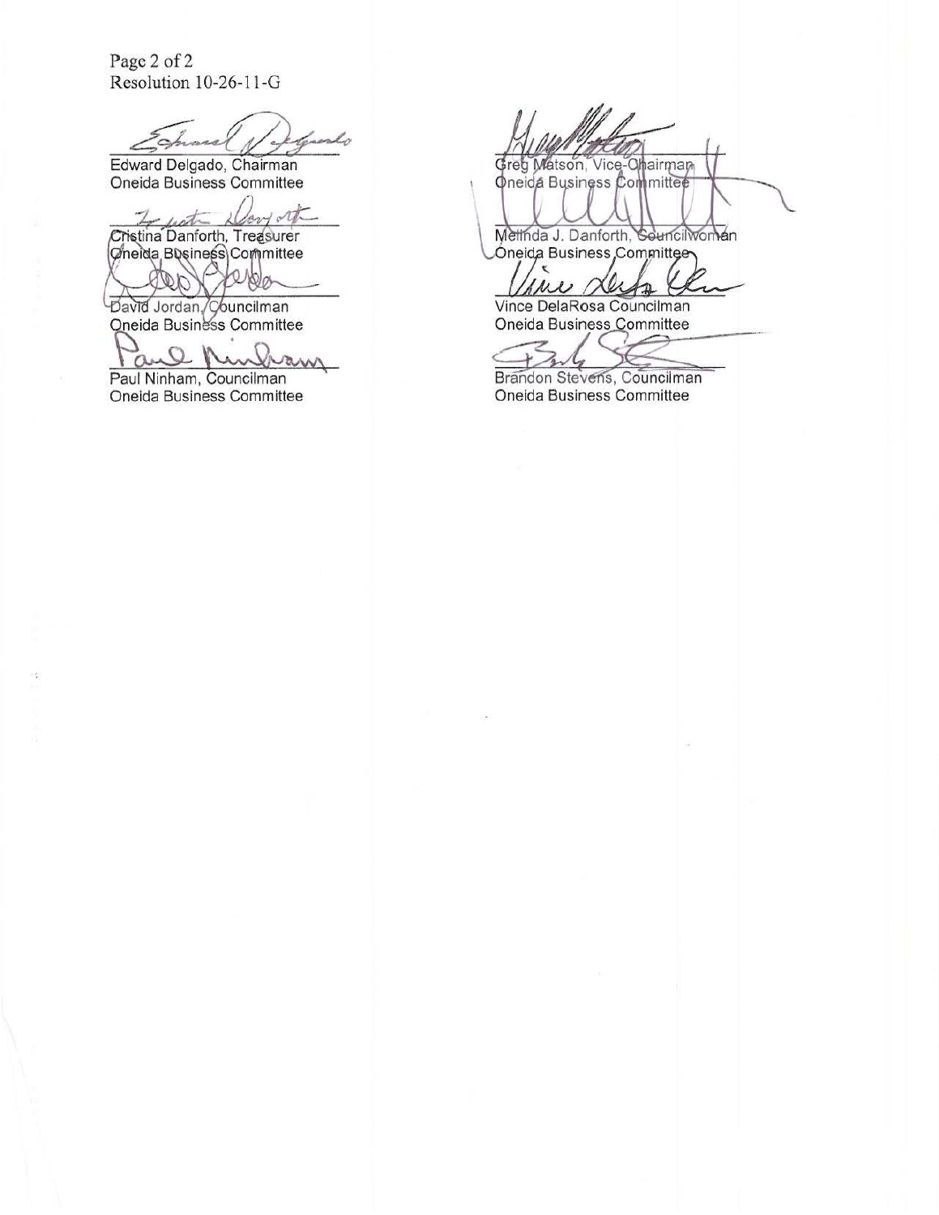Page 2 of 2
Resolution 10-26-11-G

Edward Delgado, Chairman
Oneida Business Committee

Cristina Danforth, Treasurer
Oneida Business Committee

David Jordan, Councilman
Oneida Business Committee

Paul Ninham, Councilman
Oneida Business Committee

Greg Matson, Vice-Chairman
Oneida Business Committee

Melinda J. Danforth, Councilwoman
Oneida Business Committee

Vince DelaRosa Councilman
Oneida Business Committee

Brandon Stevens, Councilman
Oneida Business Committee